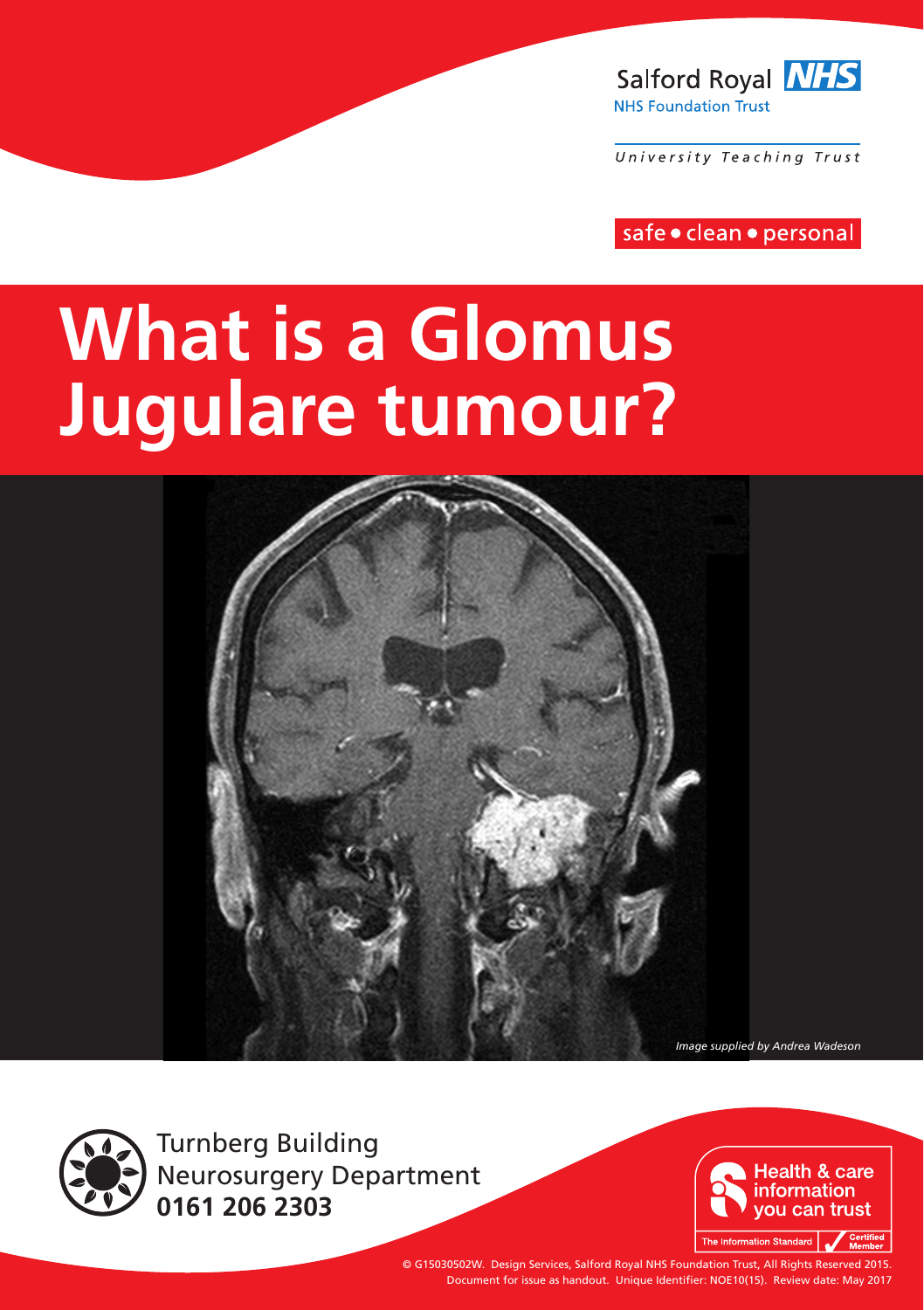Salford Royal NHS

NHS Foundation Trust

*University Teaching Trust*

safe • clean • personal

# What is a Glomus Jugulare tumour?

*Image supplied by Andrea Wadeson*

Turnberg Building
Neurosurgery Department
**0161 206 2303**

Health & care information you can trust

The Information Standard — Certified Member

© G15030502W. Design Services, Salford Royal NHS Foundation Trust, All Rights Reserved 2015.
Document for issue as handout. Unique Identifier: NOE10(15). Review date: May 2017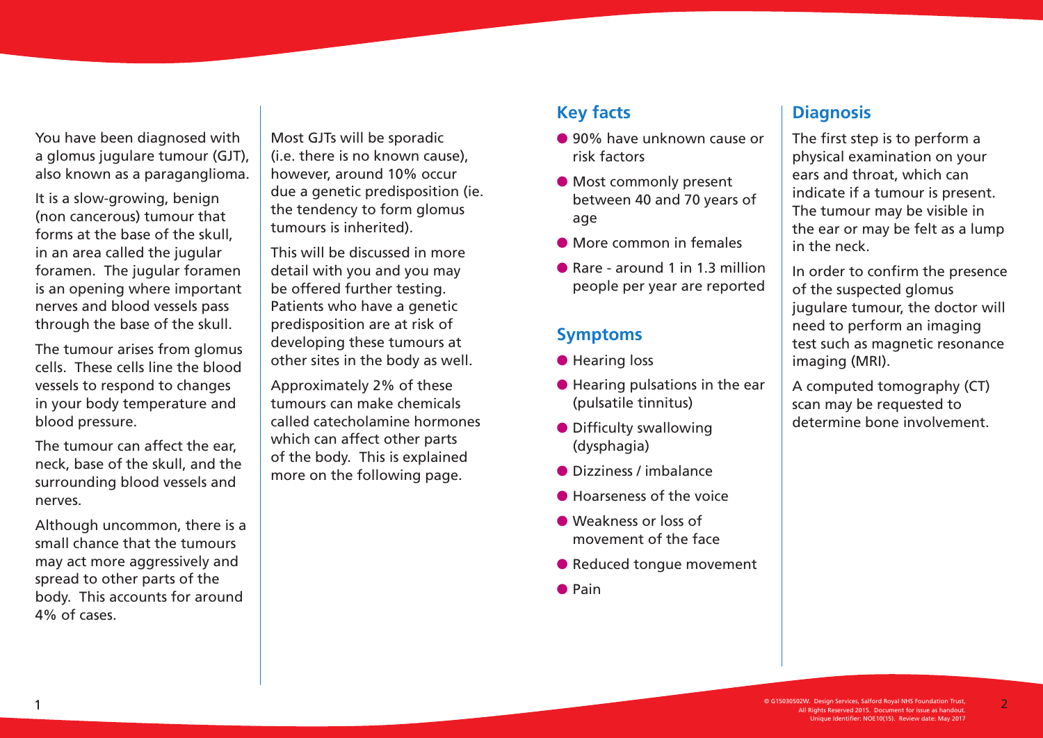You have been diagnosed with a glomus jugulare tumour (GJT), also known as a paraganglioma.

It is a slow-growing, benign (non cancerous) tumour that forms at the base of the skull, in an area called the jugular foramen. The jugular foramen is an opening where important nerves and blood vessels pass through the base of the skull.

The tumour arises from glomus cells. These cells line the blood vessels to respond to changes in your body temperature and blood pressure.

The tumour can affect the ear, neck, base of the skull, and the surrounding blood vessels and nerves.

Although uncommon, there is a small chance that the tumours may act more aggressively and spread to other parts of the body. This accounts for around 4% of cases.

Most GJTs will be sporadic (i.e. there is no known cause), however, around 10% occur due a genetic predisposition (ie. the tendency to form glomus tumours is inherited).

This will be discussed in more detail with you and you may be offered further testing. Patients who have a genetic predisposition are at risk of developing these tumours at other sites in the body as well.

Approximately 2% of these tumours can make chemicals called catecholamine hormones which can affect other parts of the body. This is explained more on the following page.

## Key facts

- 90% have unknown cause or risk factors
- Most commonly present between 40 and 70 years of age
- More common in females
- Rare - around 1 in 1.3 million people per year are reported

## Symptoms

- Hearing loss
- Hearing pulsations in the ear (pulsatile tinnitus)
- Difficulty swallowing (dysphagia)
- Dizziness / imbalance
- Hoarseness of the voice
- Weakness or loss of movement of the face
- Reduced tongue movement
- Pain

## Diagnosis

The first step is to perform a physical examination on your ears and throat, which can indicate if a tumour is present. The tumour may be visible in the ear or may be felt as a lump in the neck.

In order to confirm the presence of the suspected glomus jugulare tumour, the doctor will need to perform an imaging test such as magnetic resonance imaging (MRI).

A computed tomography (CT) scan may be requested to determine bone involvement.

© G15030502W. Design Services, Salford Royal NHS Foundation Trust, All Rights Reserved 2015. Document for issue as handout. Unique Identifier: NOE10(15). Review date: May 2017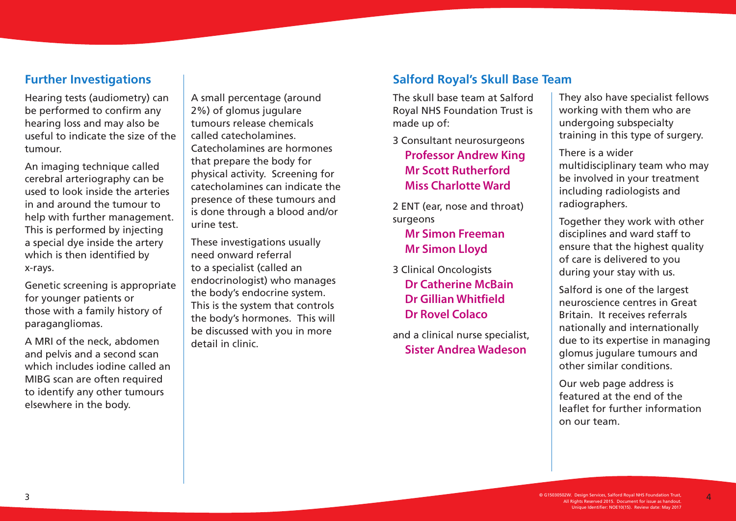## Further Investigations

Hearing tests (audiometry) can be performed to confirm any hearing loss and may also be useful to indicate the size of the tumour.

An imaging technique called cerebral arteriography can be used to look inside the arteries in and around the tumour to help with further management. This is performed by injecting a special dye inside the artery which is then identified by x-rays.

Genetic screening is appropriate for younger patients or those with a family history of paragangliomas.

A MRI of the neck, abdomen and pelvis and a second scan which includes iodine called an MIBG scan are often required to identify any other tumours elsewhere in the body.

A small percentage (around 2%) of glomus jugulare tumours release chemicals called catecholamines. Catecholamines are hormones that prepare the body for physical activity. Screening for catecholamines can indicate the presence of these tumours and is done through a blood and/or urine test.

These investigations usually need onward referral to a specialist (called an endocrinologist) who manages the body's endocrine system. This is the system that controls the body's hormones. This will be discussed with you in more detail in clinic.

## Salford Royal's Skull Base Team

The skull base team at Salford Royal NHS Foundation Trust is made up of:

3 Consultant neurosurgeons

**Professor Andrew King**
**Mr Scott Rutherford**
**Miss Charlotte Ward**

2 ENT (ear, nose and throat) surgeons

**Mr Simon Freeman**
**Mr Simon Lloyd**

3 Clinical Oncologists

**Dr Catherine McBain**
**Dr Gillian Whitfield**
**Dr Rovel Colaco**

and a clinical nurse specialist,
**Sister Andrea Wadeson**

They also have specialist fellows working with them who are undergoing subspecialty training in this type of surgery.

There is a wider multidisciplinary team who may be involved in your treatment including radiologists and radiographers.

Together they work with other disciplines and ward staff to ensure that the highest quality of care is delivered to you during your stay with us.

Salford is one of the largest neuroscience centres in Great Britain. It receives referrals nationally and internationally due to its expertise in managing glomus jugulare tumours and other similar conditions.

Our web page address is featured at the end of the leaflet for further information on our team.

© G15030502W. Design Services, Salford Royal NHS Foundation Trust, All Rights Reserved 2015. Document for issue as handout. Unique Identifier: NOE10(15). Review date: May 2017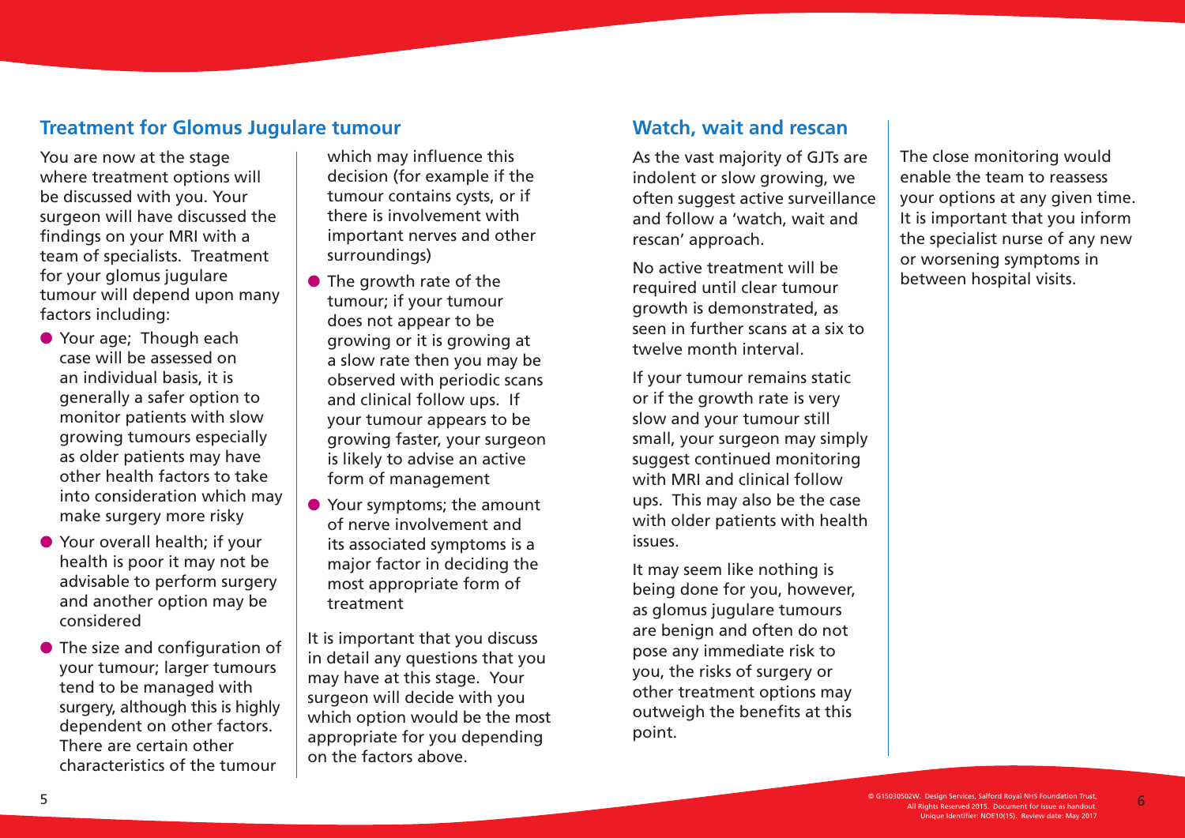## Treatment for Glomus Jugulare tumour

You are now at the stage where treatment options will be discussed with you. Your surgeon will have discussed the findings on your MRI with a team of specialists. Treatment for your glomus jugulare tumour will depend upon many factors including:

- Your age; Though each case will be assessed on an individual basis, it is generally a safer option to monitor patients with slow growing tumours especially as older patients may have other health factors to take into consideration which may make surgery more risky
- Your overall health; if your health is poor it may not be advisable to perform surgery and another option may be considered
- The size and configuration of your tumour; larger tumours tend to be managed with surgery, although this is highly dependent on other factors. There are certain other characteristics of the tumour which may influence this decision (for example if the tumour contains cysts, or if there is involvement with important nerves and other surroundings)
- The growth rate of the tumour; if your tumour does not appear to be growing or it is growing at a slow rate then you may be observed with periodic scans and clinical follow ups. If your tumour appears to be growing faster, your surgeon is likely to advise an active form of management
- Your symptoms; the amount of nerve involvement and its associated symptoms is a major factor in deciding the most appropriate form of treatment

It is important that you discuss in detail any questions that you may have at this stage. Your surgeon will decide with you which option would be the most appropriate for you depending on the factors above.

## Watch, wait and rescan

As the vast majority of GJTs are indolent or slow growing, we often suggest active surveillance and follow a 'watch, wait and rescan' approach.

No active treatment will be required until clear tumour growth is demonstrated, as seen in further scans at a six to twelve month interval.

If your tumour remains static or if the growth rate is very slow and your tumour still small, your surgeon may simply suggest continued monitoring with MRI and clinical follow ups. This may also be the case with older patients with health issues.

It may seem like nothing is being done for you, however, as glomus jugulare tumours are benign and often do not pose any immediate risk to you, the risks of surgery or other treatment options may outweigh the benefits at this point.

The close monitoring would enable the team to reassess your options at any given time. It is important that you inform the specialist nurse of any new or worsening symptoms in between hospital visits.

© G15030502W. Design Services, Salford Royal NHS Foundation Trust, All Rights Reserved 2015. Document for issue as handout. Unique Identifier: NOE10(15). Review date: May 2017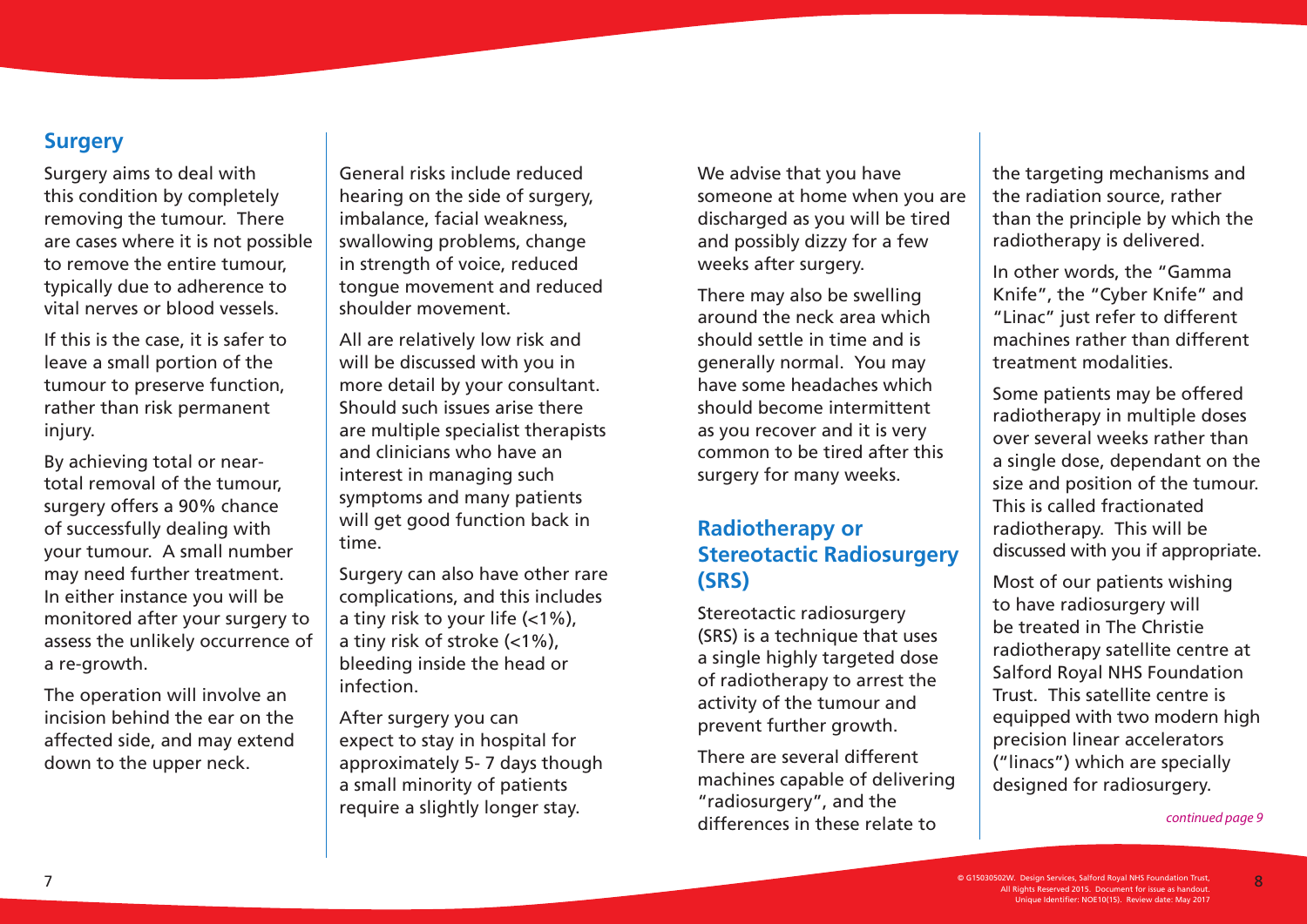## Surgery

Surgery aims to deal with this condition by completely removing the tumour. There are cases where it is not possible to remove the entire tumour, typically due to adherence to vital nerves or blood vessels.

If this is the case, it is safer to leave a small portion of the tumour to preserve function, rather than risk permanent injury.

By achieving total or near-total removal of the tumour, surgery offers a 90% chance of successfully dealing with your tumour. A small number may need further treatment. In either instance you will be monitored after your surgery to assess the unlikely occurrence of a re-growth.

The operation will involve an incision behind the ear on the affected side, and may extend down to the upper neck.

General risks include reduced hearing on the side of surgery, imbalance, facial weakness, swallowing problems, change in strength of voice, reduced tongue movement and reduced shoulder movement.

All are relatively low risk and will be discussed with you in more detail by your consultant. Should such issues arise there are multiple specialist therapists and clinicians who have an interest in managing such symptoms and many patients will get good function back in time.

Surgery can also have other rare complications, and this includes a tiny risk to your life (<1%), a tiny risk of stroke (<1%), bleeding inside the head or infection.

After surgery you can expect to stay in hospital for approximately 5- 7 days though a small minority of patients require a slightly longer stay.

We advise that you have someone at home when you are discharged as you will be tired and possibly dizzy for a few weeks after surgery.

There may also be swelling around the neck area which should settle in time and is generally normal. You may have some headaches which should become intermittent as you recover and it is very common to be tired after this surgery for many weeks.

## Radiotherapy or Stereotactic Radiosurgery (SRS)

Stereotactic radiosurgery (SRS) is a technique that uses a single highly targeted dose of radiotherapy to arrest the activity of the tumour and prevent further growth.

There are several different machines capable of delivering "radiosurgery", and the differences in these relate to the targeting mechanisms and the radiation source, rather than the principle by which the radiotherapy is delivered.

In other words, the "Gamma Knife", the "Cyber Knife" and "Linac" just refer to different machines rather than different treatment modalities.

Some patients may be offered radiotherapy in multiple doses over several weeks rather than a single dose, dependant on the size and position of the tumour. This is called fractionated radiotherapy. This will be discussed with you if appropriate.

Most of our patients wishing to have radiosurgery will be treated in The Christie radiotherapy satellite centre at Salford Royal NHS Foundation Trust. This satellite centre is equipped with two modern high precision linear accelerators ("linacs") which are specially designed for radiosurgery.

*continued page 9*

© G15030502W. Design Services, Salford Royal NHS Foundation Trust, All Rights Reserved 2015. Document for issue as handout. Unique Identifier: NOE10(15). Review date: May 2017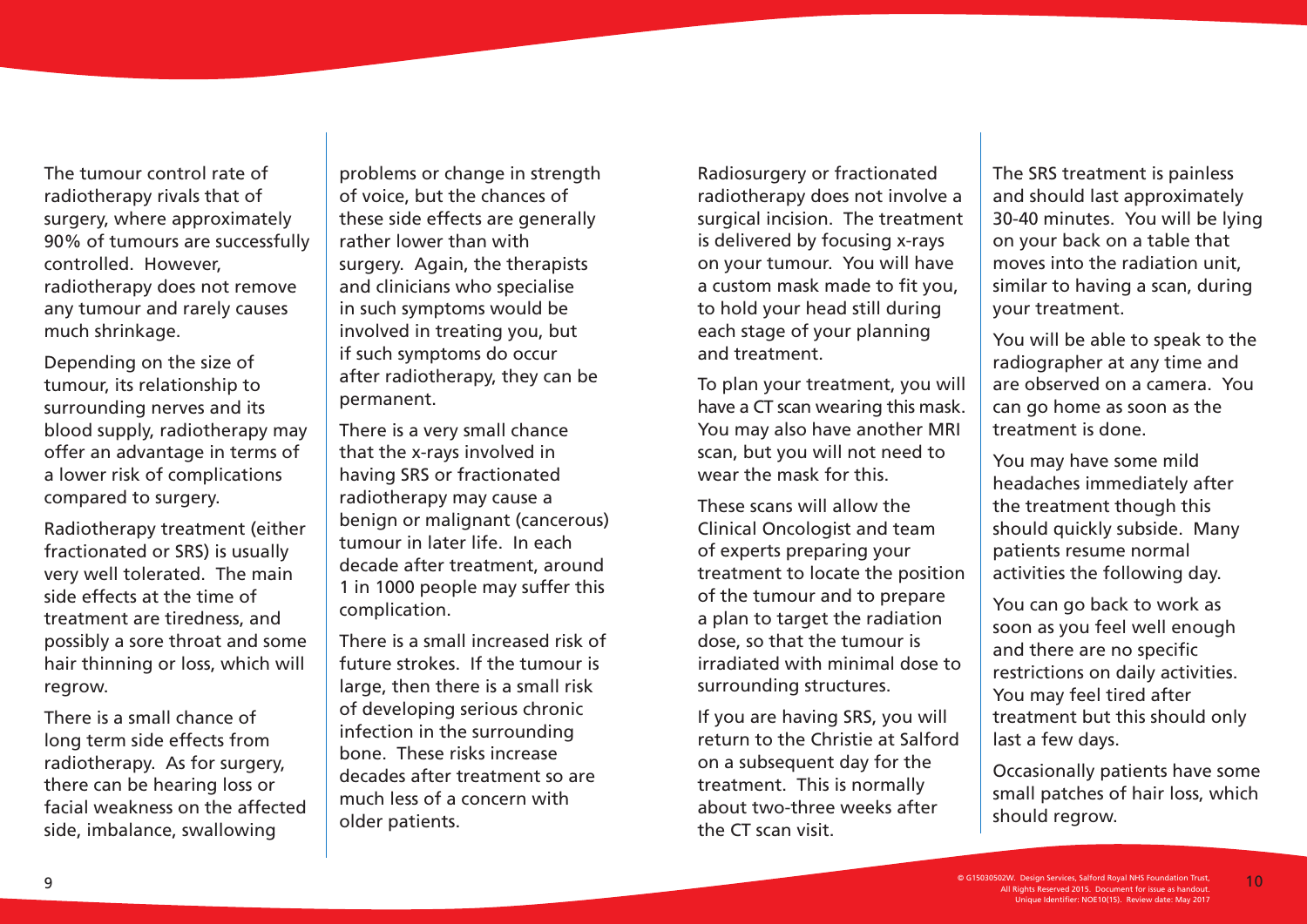The tumour control rate of radiotherapy rivals that of surgery, where approximately 90% of tumours are successfully controlled. However, radiotherapy does not remove any tumour and rarely causes much shrinkage.

Depending on the size of tumour, its relationship to surrounding nerves and its blood supply, radiotherapy may offer an advantage in terms of a lower risk of complications compared to surgery.

Radiotherapy treatment (either fractionated or SRS) is usually very well tolerated. The main side effects at the time of treatment are tiredness, and possibly a sore throat and some hair thinning or loss, which will regrow.

There is a small chance of long term side effects from radiotherapy. As for surgery, there can be hearing loss or facial weakness on the affected side, imbalance, swallowing problems or change in strength of voice, but the chances of these side effects are generally rather lower than with surgery. Again, the therapists and clinicians who specialise in such symptoms would be involved in treating you, but if such symptoms do occur after radiotherapy, they can be permanent.

There is a very small chance that the x-rays involved in having SRS or fractionated radiotherapy may cause a benign or malignant (cancerous) tumour in later life. In each decade after treatment, around 1 in 1000 people may suffer this complication.

There is a small increased risk of future strokes. If the tumour is large, then there is a small risk of developing serious chronic infection in the surrounding bone. These risks increase decades after treatment so are much less of a concern with older patients.

Radiosurgery or fractionated radiotherapy does not involve a surgical incision. The treatment is delivered by focusing x-rays on your tumour. You will have a custom mask made to fit you, to hold your head still during each stage of your planning and treatment.

To plan your treatment, you will have a CT scan wearing this mask. You may also have another MRI scan, but you will not need to wear the mask for this.

These scans will allow the Clinical Oncologist and team of experts preparing your treatment to locate the position of the tumour and to prepare a plan to target the radiation dose, so that the tumour is irradiated with minimal dose to surrounding structures.

If you are having SRS, you will return to the Christie at Salford on a subsequent day for the treatment. This is normally about two-three weeks after the CT scan visit.

The SRS treatment is painless and should last approximately 30-40 minutes. You will be lying on your back on a table that moves into the radiation unit, similar to having a scan, during your treatment.

You will be able to speak to the radiographer at any time and are observed on a camera. You can go home as soon as the treatment is done.

You may have some mild headaches immediately after the treatment though this should quickly subside. Many patients resume normal activities the following day.

You can go back to work as soon as you feel well enough and there are no specific restrictions on daily activities. You may feel tired after treatment but this should only last a few days.

Occasionally patients have some small patches of hair loss, which should regrow.

© G15030502W. Design Services, Salford Royal NHS Foundation Trust, All Rights Reserved 2015. Document for issue as handout. Unique Identifier: NOE10(15). Review date: May 2017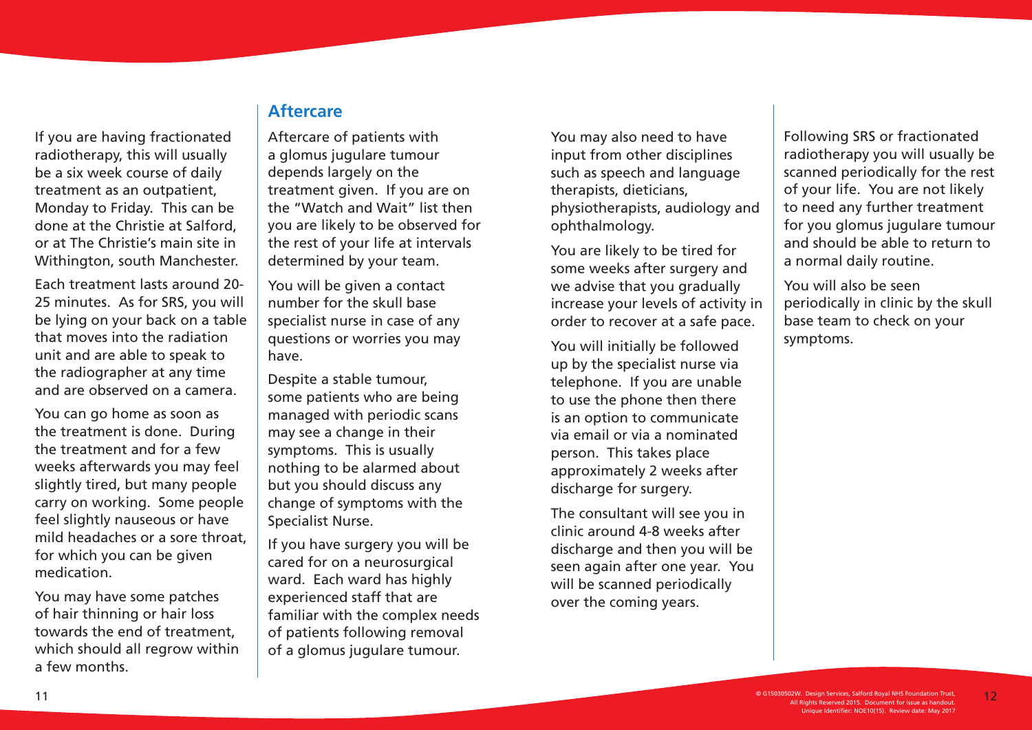If you are having fractionated radiotherapy, this will usually be a six week course of daily treatment as an outpatient, Monday to Friday. This can be done at the Christie at Salford, or at The Christie's main site in Withington, south Manchester.

Each treatment lasts around 20-25 minutes. As for SRS, you will be lying on your back on a table that moves into the radiation unit and are able to speak to the radiographer at any time and are observed on a camera.

You can go home as soon as the treatment is done. During the treatment and for a few weeks afterwards you may feel slightly tired, but many people carry on working. Some people feel slightly nauseous or have mild headaches or a sore throat, for which you can be given medication.

You may have some patches of hair thinning or hair loss towards the end of treatment, which should all regrow within a few months.

## Aftercare

Aftercare of patients with a glomus jugulare tumour depends largely on the treatment given. If you are on the "Watch and Wait" list then you are likely to be observed for the rest of your life at intervals determined by your team.

You will be given a contact number for the skull base specialist nurse in case of any questions or worries you may have.

Despite a stable tumour, some patients who are being managed with periodic scans may see a change in their symptoms. This is usually nothing to be alarmed about but you should discuss any change of symptoms with the Specialist Nurse.

If you have surgery you will be cared for on a neurosurgical ward. Each ward has highly experienced staff that are familiar with the complex needs of patients following removal of a glomus jugulare tumour.

You may also need to have input from other disciplines such as speech and language therapists, dieticians, physiotherapists, audiology and ophthalmology.

You are likely to be tired for some weeks after surgery and we advise that you gradually increase your levels of activity in order to recover at a safe pace.

You will initially be followed up by the specialist nurse via telephone. If you are unable to use the phone then there is an option to communicate via email or via a nominated person. This takes place approximately 2 weeks after discharge for surgery.

The consultant will see you in clinic around 4-8 weeks after discharge and then you will be seen again after one year. You will be scanned periodically over the coming years.

Following SRS or fractionated radiotherapy you will usually be scanned periodically for the rest of your life. You are not likely to need any further treatment for you glomus jugulare tumour and should be able to return to a normal daily routine.

You will also be seen periodically in clinic by the skull base team to check on your symptoms.

© G15030502W. Design Services, Salford Royal NHS Foundation Trust, All Rights Reserved 2015. Document for issue as handout. Unique Identifier: NOE10(15). Review date: May 2017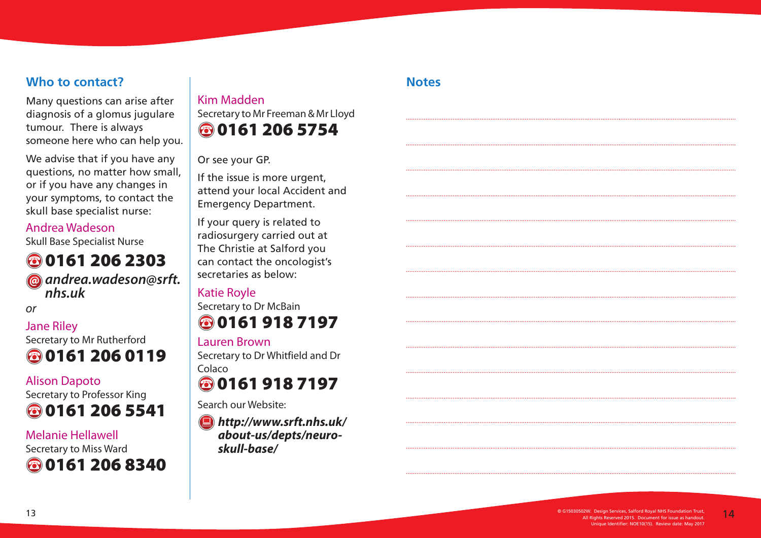## Who to contact?

Many questions can arise after diagnosis of a glomus jugulare tumour. There is always someone here who can help you.

We advise that if you have any questions, no matter how small, or if you have any changes in your symptoms, to contact the skull base specialist nurse:

Andrea Wadeson
Skull Base Specialist Nurse
**0161 206 2303**
***andrea.wadeson@srft.nhs.uk***

*or*

Jane Riley
Secretary to Mr Rutherford
**0161 206 0119**

Alison Dapoto
Secretary to Professor King
**0161 206 5541**

Melanie Hellawell
Secretary to Miss Ward
**0161 206 8340**

Kim Madden
Secretary to Mr Freeman & Mr Lloyd
**0161 206 5754**

Or see your GP.

If the issue is more urgent, attend your local Accident and Emergency Department.

If your query is related to radiosurgery carried out at The Christie at Salford you can contact the oncologist's secretaries as below:

Katie Royle
Secretary to Dr McBain
**0161 918 7197**

Lauren Brown
Secretary to Dr Whitfield and Dr Colaco
**0161 918 7197**

Search our Website:

***http://www.srft.nhs.uk/about-us/depts/neuro-skull-base/***

## Notes

© G15030502W. Design Services, Salford Royal NHS Foundation Trust, All Rights Reserved 2015. Document for issue as handout. Unique Identifier: NOE10(15). Review date: May 2017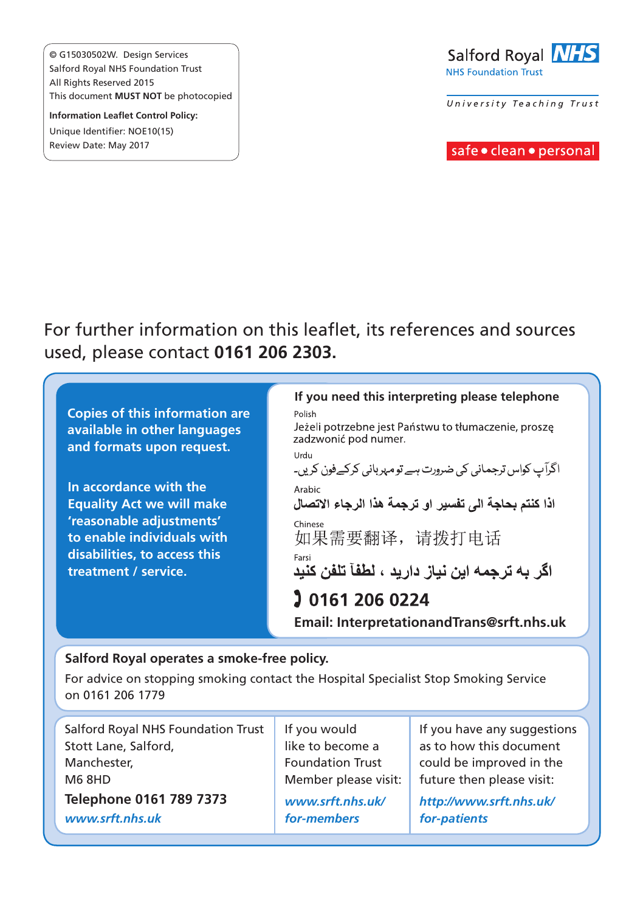© G15030502W. Design Services
Salford Royal NHS Foundation Trust
All Rights Reserved 2015
This document **MUST NOT** be photocopied

**Information Leaflet Control Policy:**
Unique Identifier: NOE10(15)
Review Date: May 2017

Salford Royal NHS
NHS Foundation Trust

University Teaching Trust

safe • clean • personal

For further information on this leaflet, its references and sources used, please contact **0161 206 2303.**

**Copies of this information are available in other languages and formats upon request.**

**In accordance with the Equality Act we will make 'reasonable adjustments' to enable individuals with disabilities, to access this treatment / service.**

**If you need this interpreting please telephone**

Polish
Jeżeli potrzebne jest Państwu to tłumaczenie, proszę zadzwonić pod numer.

Urdu
اگرآپ کواس ترجمانی کی ضرورت ہے تو مہربانی کرکے فون کریں۔

Arabic
**اذا كنتم بحاجة الى تفسير او ترجمة هذا الرجاء الاتصال**

Chinese
如果需要翻译，请拨打电话

Farsi
**اگر به ترجمه این نیاز دارید ، لطفاً تلفن کنید**

**0161 206 0224**

**Email: InterpretationandTrans@srft.nhs.uk**

**Salford Royal operates a smoke-free policy.**

For advice on stopping smoking contact the Hospital Specialist Stop Smoking Service on 0161 206 1779

Salford Royal NHS Foundation Trust
Stott Lane, Salford,
Manchester,
M6 8HD
**Telephone 0161 789 7373**
***www.srft.nhs.uk***

If you would like to become a Foundation Trust Member please visit:
***www.srft.nhs.uk/for-members***

If you have any suggestions as to how this document could be improved in the future then please visit:
***http://www.srft.nhs.uk/for-patients***